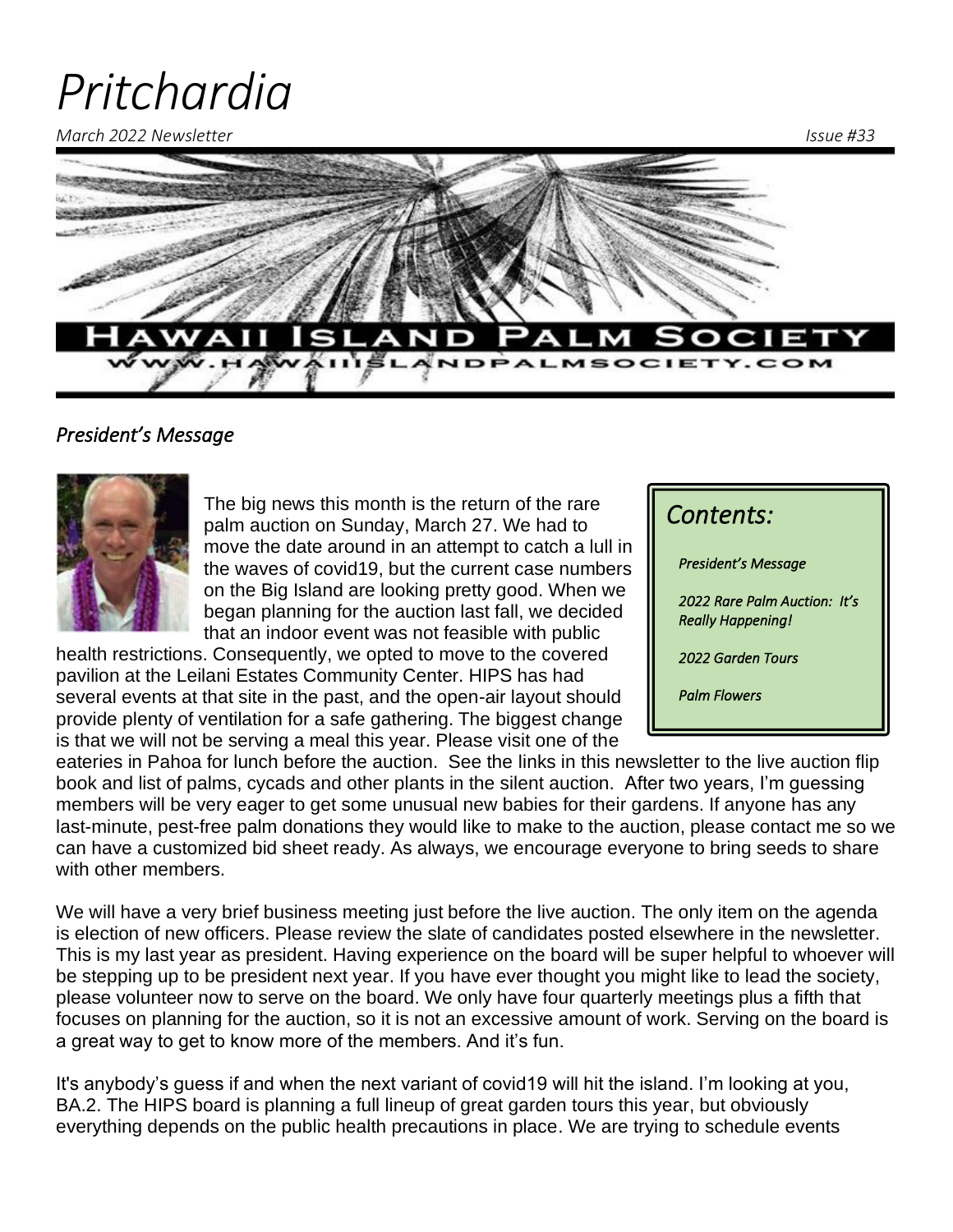# Pritchardia

*March 2022 Newsletter* *Issue #33*

HAWAII ISLAND PALM SOCIETY

WWW.HAWAIIISLANDPALMSOCIETY.COM

## *President's Message*

> ### *Contents:*
>
> *President's Message*
>
> *2022 Rare Palm Auction: It's Really Happening!*
>
> *2022 Garden Tours*
>
> *Palm Flowers*

The big news this month is the return of the rare palm auction on Sunday, March 27. We had to move the date around in an attempt to catch a lull in the waves of covid19, but the current case numbers on the Big Island are looking pretty good. When we began planning for the auction last fall, we decided that an indoor event was not feasible with public health restrictions. Consequently, we opted to move to the covered pavilion at the Leilani Estates Community Center. HIPS has had several events at that site in the past, and the open-air layout should provide plenty of ventilation for a safe gathering. The biggest change is that we will not be serving a meal this year. Please visit one of the eateries in Pahoa for lunch before the auction. See the links in this newsletter to the live auction flip book and list of palms, cycads and other plants in the silent auction. After two years, I'm guessing members will be very eager to get some unusual new babies for their gardens. If anyone has any last-minute, pest-free palm donations they would like to make to the auction, please contact me so we can have a customized bid sheet ready. As always, we encourage everyone to bring seeds to share with other members.

We will have a very brief business meeting just before the live auction. The only item on the agenda is election of new officers. Please review the slate of candidates posted elsewhere in the newsletter. This is my last year as president. Having experience on the board will be super helpful to whoever will be stepping up to be president next year. If you have ever thought you might like to lead the society, please volunteer now to serve on the board. We only have four quarterly meetings plus a fifth that focuses on planning for the auction, so it is not an excessive amount of work. Serving on the board is a great way to get to know more of the members. And it's fun.

It's anybody's guess if and when the next variant of covid19 will hit the island. I'm looking at you, BA.2. The HIPS board is planning a full lineup of great garden tours this year, but obviously everything depends on the public health precautions in place. We are trying to schedule events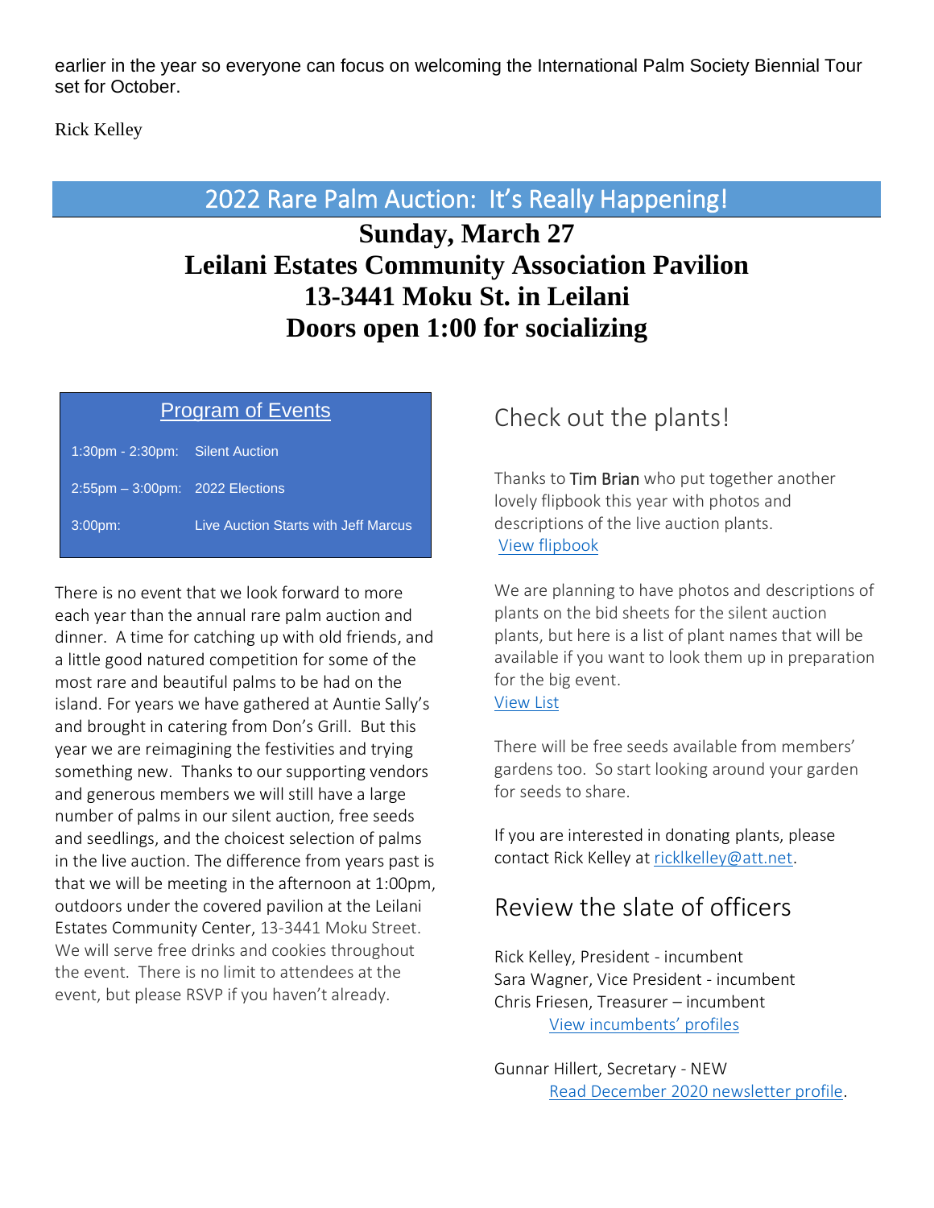earlier in the year so everyone can focus on welcoming the International Palm Society Biennial Tour set for October.

Rick Kelley

## 2022 Rare Palm Auction: It's Really Happening!

**Sunday, March 27**
**Leilani Estates Community Association Pavilion**
**13-3441 Moku St. in Leilani**
**Doors open 1:00 for socializing**

### Program of Events

| | |
|---|---|
| 1:30pm - 2:30pm: | Silent Auction |
| 2:55pm – 3:00pm: | 2022 Elections |
| 3:00pm: | Live Auction Starts with Jeff Marcus |

There is no event that we look forward to more each year than the annual rare palm auction and dinner. A time for catching up with old friends, and a little good natured competition for some of the most rare and beautiful palms to be had on the island. For years we have gathered at Auntie Sally's and brought in catering from Don's Grill. But this year we are reimagining the festivities and trying something new. Thanks to our supporting vendors and generous members we will still have a large number of palms in our silent auction, free seeds and seedlings, and the choicest selection of palms in the live auction. The difference from years past is that we will be meeting in the afternoon at 1:00pm, outdoors under the covered pavilion at the Leilani Estates Community Center, 13-3441 Moku Street. We will serve free drinks and cookies throughout the event. There is no limit to attendees at the event, but please RSVP if you haven't already.

## Check out the plants!

Thanks to Tim Brian who put together another lovely flipbook this year with photos and descriptions of the live auction plants.
View flipbook

We are planning to have photos and descriptions of plants on the bid sheets for the silent auction plants, but here is a list of plant names that will be available if you want to look them up in preparation for the big event.
View List

There will be free seeds available from members' gardens too. So start looking around your garden for seeds to share.

If you are interested in donating plants, please contact Rick Kelley at ricklkelley@att.net.

## Review the slate of officers

Rick Kelley, President - incumbent
Sara Wagner, Vice President - incumbent
Chris Friesen, Treasurer – incumbent
View incumbents' profiles

Gunnar Hillert, Secretary - NEW
Read December 2020 newsletter profile.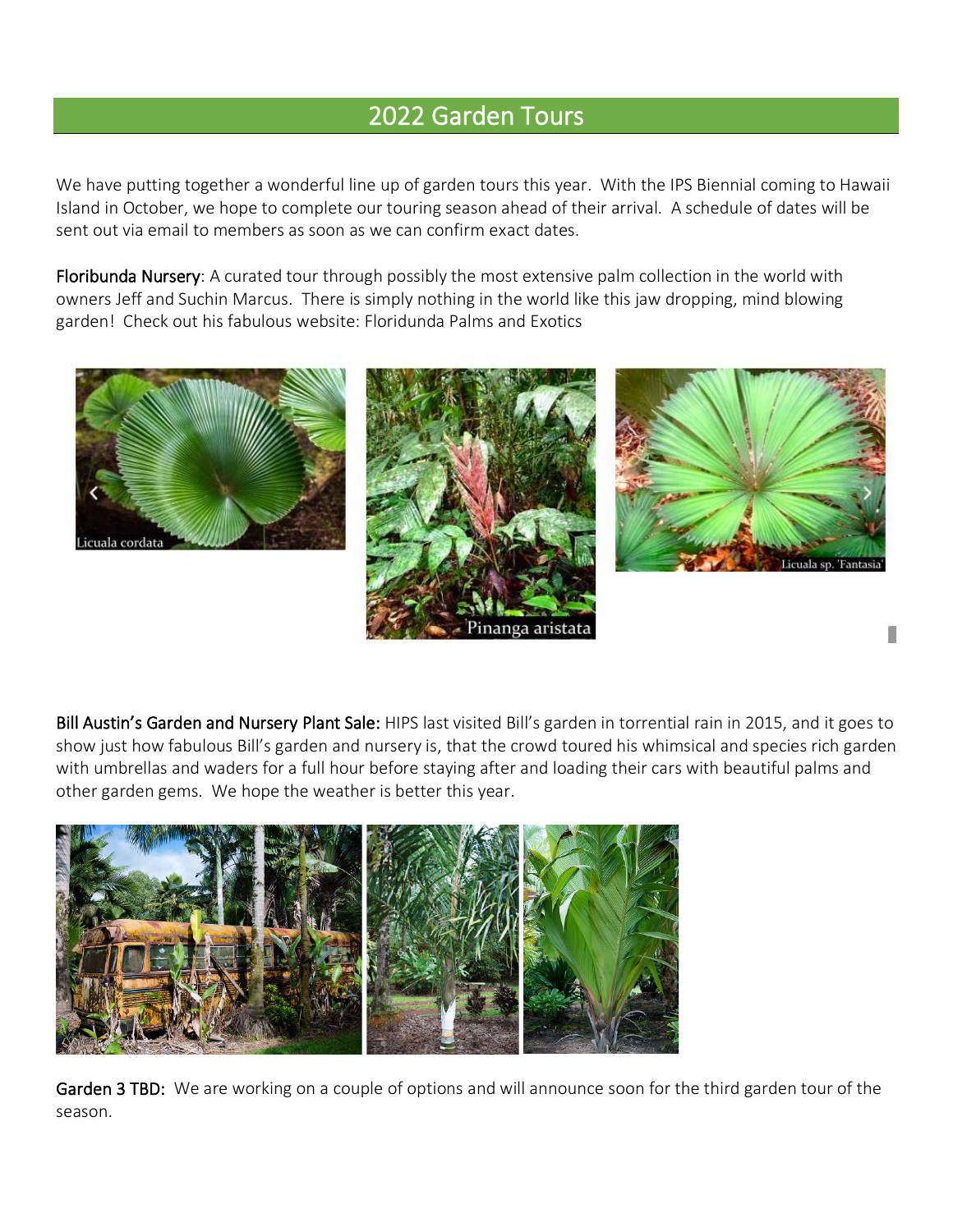## 2022 Garden Tours

We have putting together a wonderful line up of garden tours this year. With the IPS Biennial coming to Hawaii Island in October, we hope to complete our touring season ahead of their arrival. A schedule of dates will be sent out via email to members as soon as we can confirm exact dates.

**Floribunda Nursery**: A curated tour through possibly the most extensive palm collection in the world with owners Jeff and Suchin Marcus. There is simply nothing in the world like this jaw dropping, mind blowing garden! Check out his fabulous website: Floridunda Palms and Exotics

**Bill Austin's Garden and Nursery Plant Sale:** HIPS last visited Bill's garden in torrential rain in 2015, and it goes to show just how fabulous Bill's garden and nursery is, that the crowd toured his whimsical and species rich garden with umbrellas and waders for a full hour before staying after and loading their cars with beautiful palms and other garden gems. We hope the weather is better this year.

**Garden 3 TBD:** We are working on a couple of options and will announce soon for the third garden tour of the season.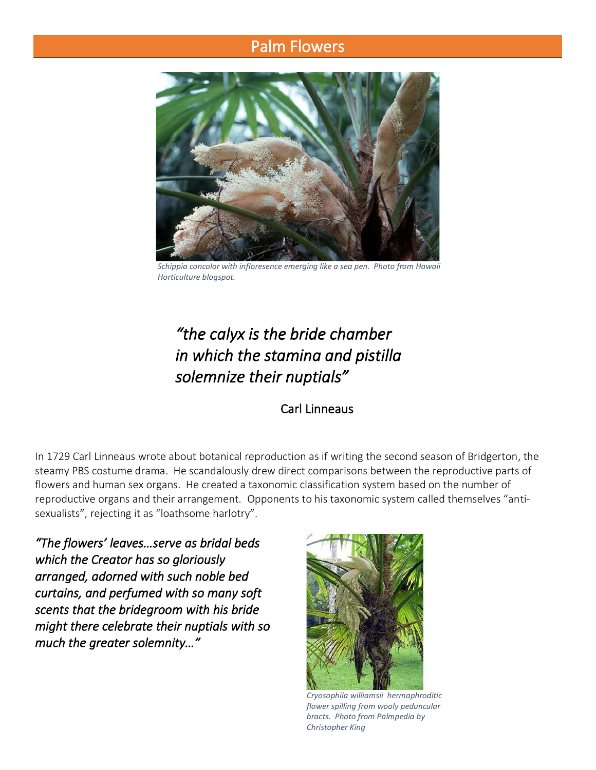# Palm Flowers

*Schippia concolor with infloresence emerging like a sea pen. Photo from Hawaii Horticulture blogspot.*

> *"the calyx is the bride chamber in which the stamina and pistilla solemnize their nuptials"*
>
> Carl Linneaus

In 1729 Carl Linneaus wrote about botanical reproduction as if writing the second season of Bridgerton, the steamy PBS costume drama. He scandalously drew direct comparisons between the reproductive parts of flowers and human sex organs. He created a taxonomic classification system based on the number of reproductive organs and their arrangement. Opponents to his taxonomic system called themselves "anti-sexualists", rejecting it as "loathsome harlotry".

*"The flowers' leaves…serve as bridal beds which the Creator has so gloriously arranged, adorned with such noble bed curtains, and perfumed with so many soft scents that the bridegroom with his bride might there celebrate their nuptials with so much the greater solemnity…"*

*Cryosophila williamsii hermaphroditic flower spilling from wooly peduncular bracts. Photo from Palmpedia by Christopher King*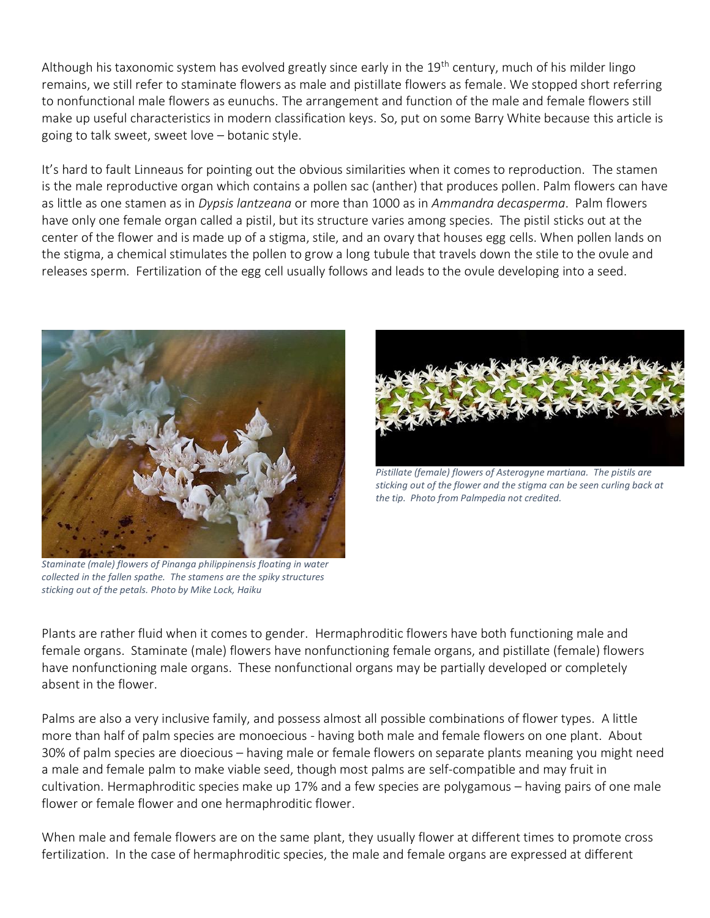Although his taxonomic system has evolved greatly since early in the 19th century, much of his milder lingo remains, we still refer to staminate flowers as male and pistillate flowers as female. We stopped short referring to nonfunctional male flowers as eunuchs. The arrangement and function of the male and female flowers still make up useful characteristics in modern classification keys. So, put on some Barry White because this article is going to talk sweet, sweet love – botanic style.

It's hard to fault Linneaus for pointing out the obvious similarities when it comes to reproduction. The stamen is the male reproductive organ which contains a pollen sac (anther) that produces pollen. Palm flowers can have as little as one stamen as in *Dypsis lantzeana* or more than 1000 as in *Ammandra decasperma*. Palm flowers have only one female organ called a pistil, but its structure varies among species. The pistil sticks out at the center of the flower and is made up of a stigma, stile, and an ovary that houses egg cells. When pollen lands on the stigma, a chemical stimulates the pollen to grow a long tubule that travels down the stile to the ovule and releases sperm. Fertilization of the egg cell usually follows and leads to the ovule developing into a seed.

*Staminate (male) flowers of Pinanga philippinensis floating in water collected in the fallen spathe. The stamens are the spiky structures sticking out of the petals. Photo by Mike Lock, Haiku*

*Pistillate (female) flowers of Asterogyne martiana. The pistils are sticking out of the flower and the stigma can be seen curling back at the tip. Photo from Palmpedia not credited.*

Plants are rather fluid when it comes to gender. Hermaphroditic flowers have both functioning male and female organs. Staminate (male) flowers have nonfunctioning female organs, and pistillate (female) flowers have nonfunctioning male organs. These nonfunctional organs may be partially developed or completely absent in the flower.

Palms are also a very inclusive family, and possess almost all possible combinations of flower types. A little more than half of palm species are monoecious - having both male and female flowers on one plant. About 30% of palm species are dioecious – having male or female flowers on separate plants meaning you might need a male and female palm to make viable seed, though most palms are self-compatible and may fruit in cultivation. Hermaphroditic species make up 17% and a few species are polygamous – having pairs of one male flower or female flower and one hermaphroditic flower.

When male and female flowers are on the same plant, they usually flower at different times to promote cross fertilization. In the case of hermaphroditic species, the male and female organs are expressed at different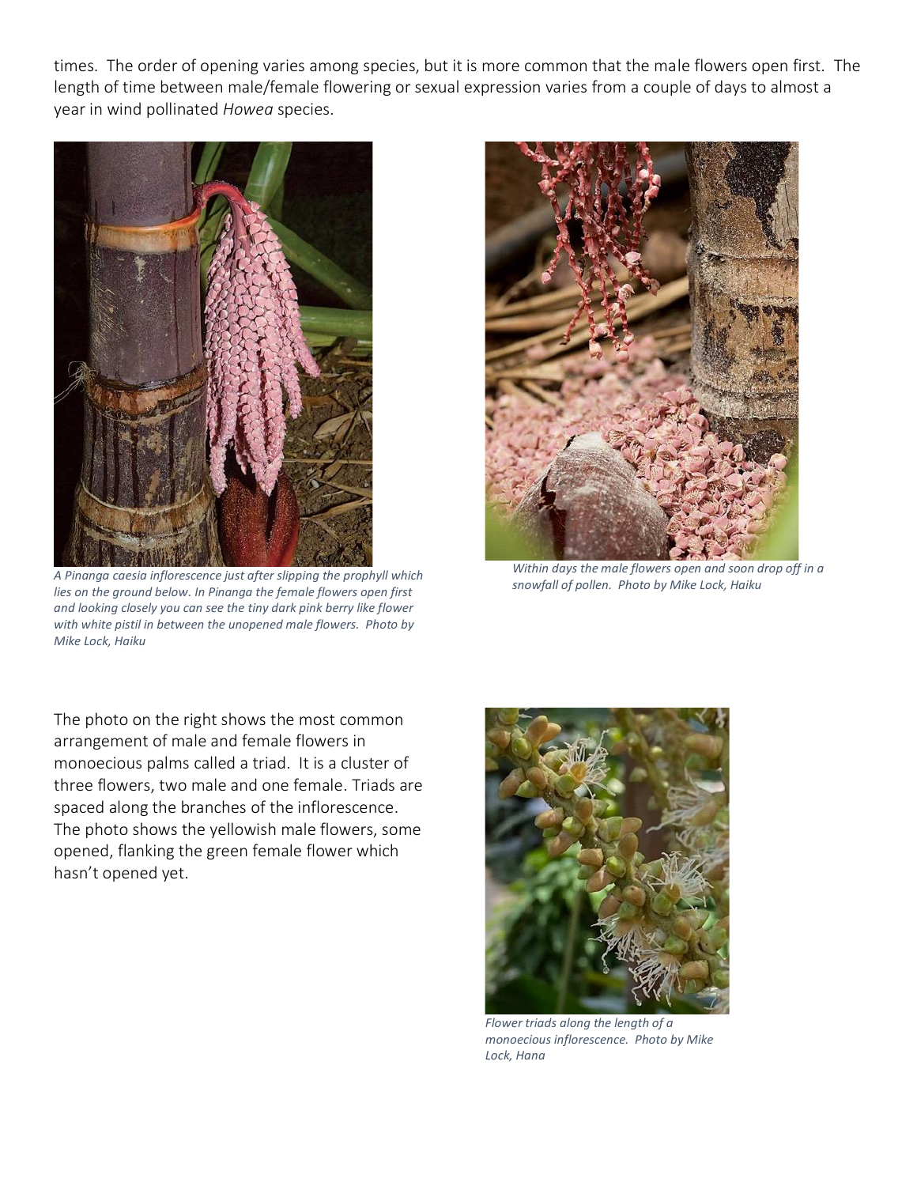times. The order of opening varies among species, but it is more common that the male flowers open first. The length of time between male/female flowering or sexual expression varies from a couple of days to almost a year in wind pollinated *Howea* species.

*A Pinanga caesia inflorescence just after slipping the prophyll which lies on the ground below. In Pinanga the female flowers open first and looking closely you can see the tiny dark pink berry like flower with white pistil in between the unopened male flowers. Photo by Mike Lock, Haiku*

*Within days the male flowers open and soon drop off in a snowfall of pollen. Photo by Mike Lock, Haiku*

The photo on the right shows the most common arrangement of male and female flowers in monoecious palms called a triad. It is a cluster of three flowers, two male and one female. Triads are spaced along the branches of the inflorescence. The photo shows the yellowish male flowers, some opened, flanking the green female flower which hasn't opened yet.

*Flower triads along the length of a monoecious inflorescence. Photo by Mike Lock, Hana*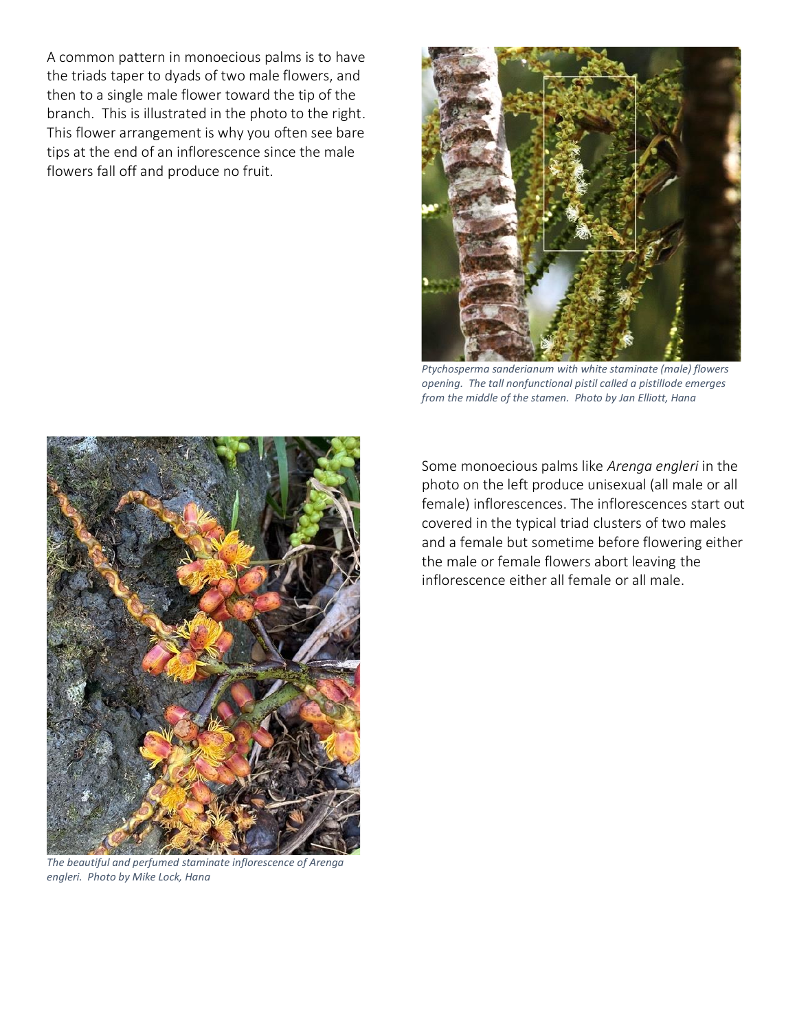A common pattern in monoecious palms is to have the triads taper to dyads of two male flowers, and then to a single male flower toward the tip of the branch. This is illustrated in the photo to the right. This flower arrangement is why you often see bare tips at the end of an inflorescence since the male flowers fall off and produce no fruit.

*Ptychosperma sanderianum with white staminate (male) flowers opening. The tall nonfunctional pistil called a pistillode emerges from the middle of the stamen. Photo by Jan Elliott, Hana*

Some monoecious palms like *Arenga engleri* in the photo on the left produce unisexual (all male or all female) inflorescences. The inflorescences start out covered in the typical triad clusters of two males and a female but sometime before flowering either the male or female flowers abort leaving the inflorescence either all female or all male.

*The beautiful and perfumed staminate inflorescence of Arenga engleri. Photo by Mike Lock, Hana*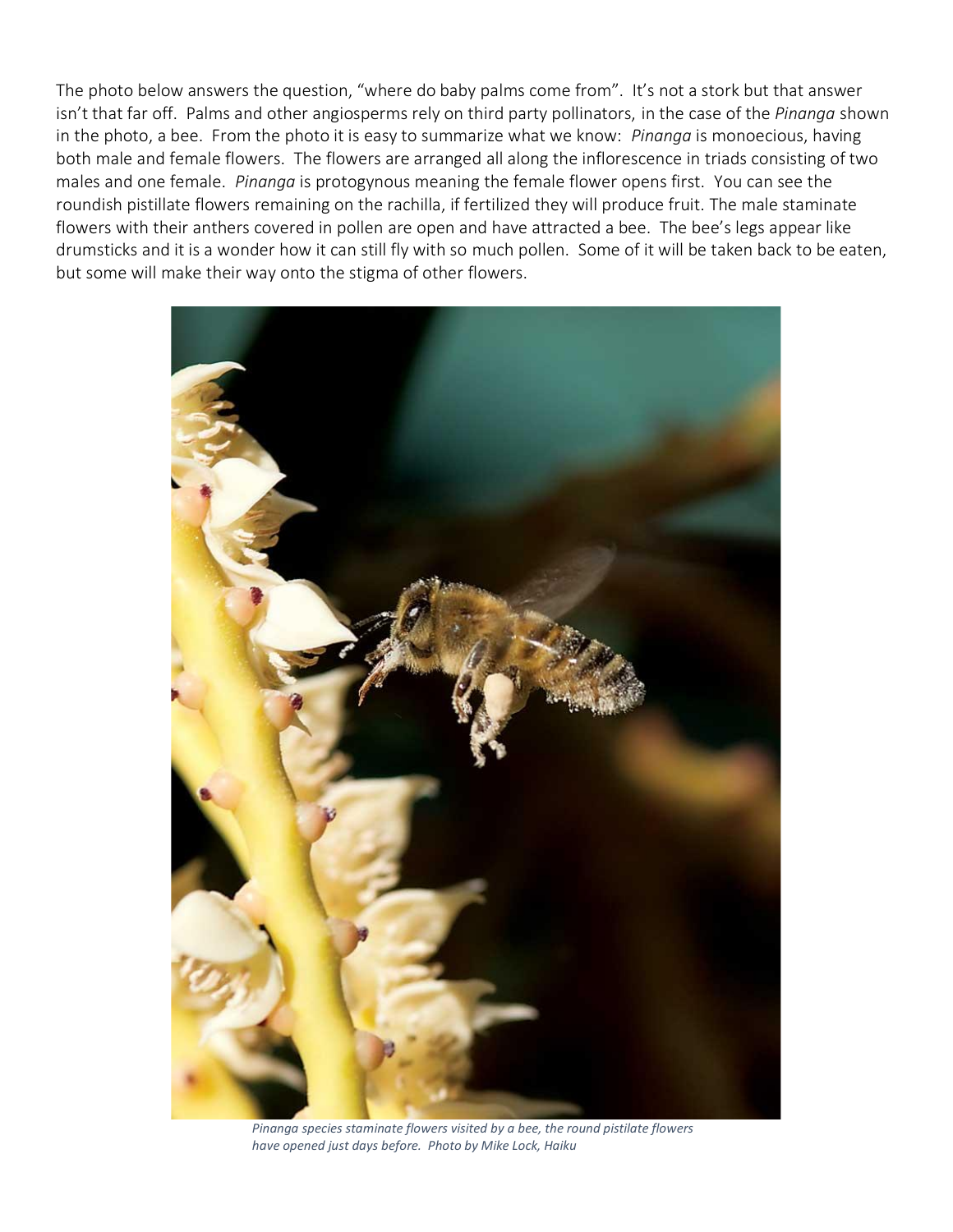The photo below answers the question, "where do baby palms come from". It's not a stork but that answer isn't that far off. Palms and other angiosperms rely on third party pollinators, in the case of the *Pinanga* shown in the photo, a bee. From the photo it is easy to summarize what we know: *Pinanga* is monoecious, having both male and female flowers. The flowers are arranged all along the inflorescence in triads consisting of two males and one female. *Pinanga* is protogynous meaning the female flower opens first. You can see the roundish pistillate flowers remaining on the rachilla, if fertilized they will produce fruit. The male staminate flowers with their anthers covered in pollen are open and have attracted a bee. The bee's legs appear like drumsticks and it is a wonder how it can still fly with so much pollen. Some of it will be taken back to be eaten, but some will make their way onto the stigma of other flowers.

*Pinanga species staminate flowers visited by a bee, the round pistilate flowers have opened just days before. Photo by Mike Lock, Haiku*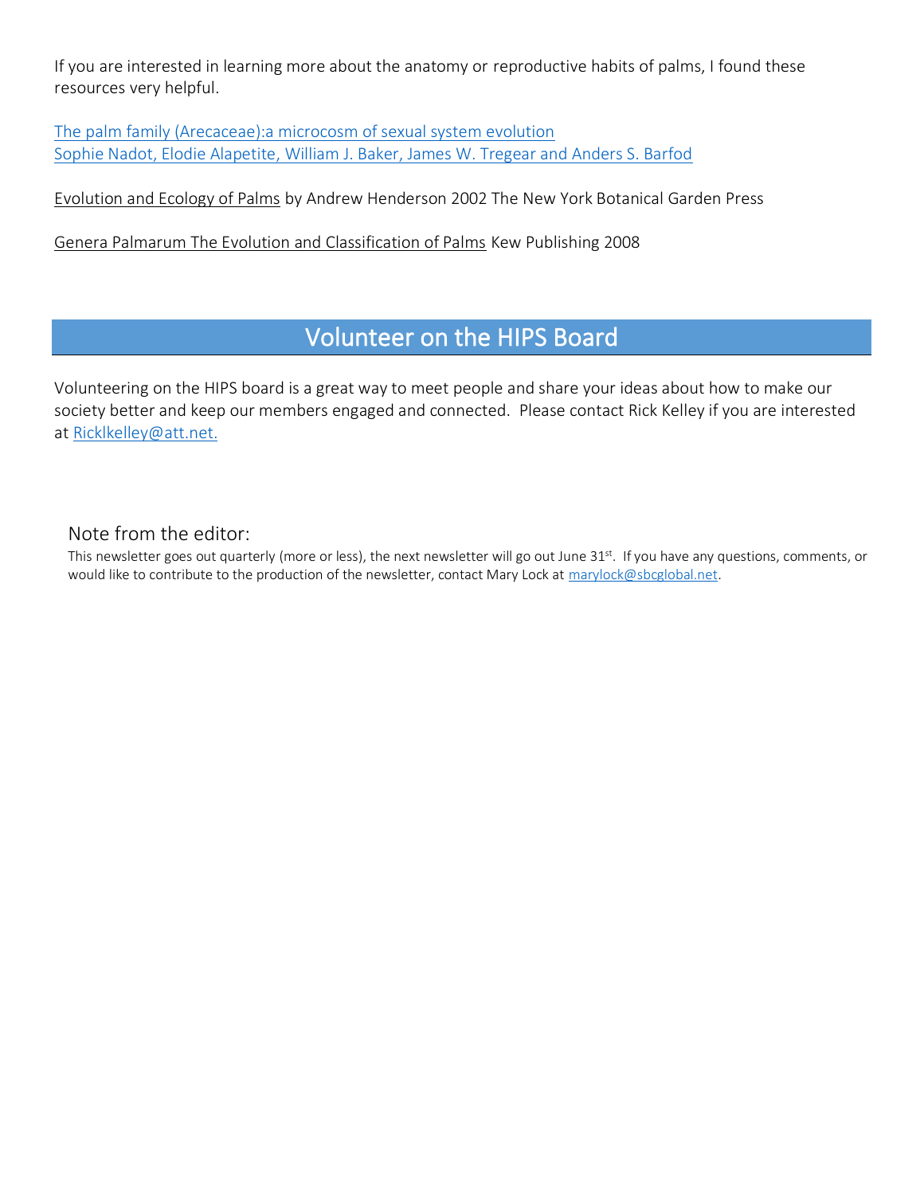If you are interested in learning more about the anatomy or reproductive habits of palms, I found these resources very helpful.

The palm family (Arecaceae):a microcosm of sexual system evolution
Sophie Nadot, Elodie Alapetite, William J. Baker, James W. Tregear and Anders S. Barfod

Evolution and Ecology of Palms by Andrew Henderson 2002 The New York Botanical Garden Press

Genera Palmarum The Evolution and Classification of Palms Kew Publishing 2008

## Volunteer on the HIPS Board

Volunteering on the HIPS board is a great way to meet people and share your ideas about how to make our society better and keep our members engaged and connected. Please contact Rick Kelley if you are interested at Ricklkelley@att.net.

### Note from the editor:

This newsletter goes out quarterly (more or less), the next newsletter will go out June 31st. If you have any questions, comments, or would like to contribute to the production of the newsletter, contact Mary Lock at marylock@sbcglobal.net.